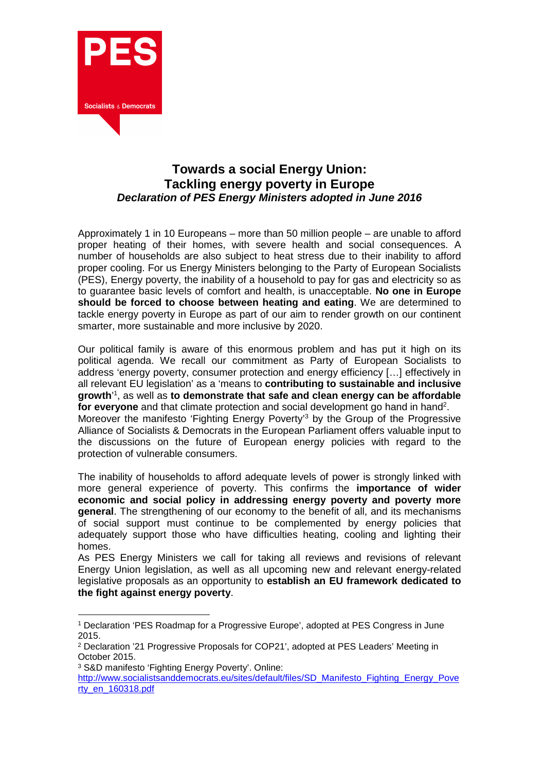# Towards a social Energy Union:
# Tackling energy poverty in Europe

***Declaration of PES Energy Ministers adopted in June 2016***

Approximately 1 in 10 Europeans – more than 50 million people – are unable to afford proper heating of their homes, with severe health and social consequences. A number of households are also subject to heat stress due to their inability to afford proper cooling. For us Energy Ministers belonging to the Party of European Socialists (PES), Energy poverty, the inability of a household to pay for gas and electricity so as to guarantee basic levels of comfort and health, is unacceptable. **No one in Europe should be forced to choose between heating and eating**. We are determined to tackle energy poverty in Europe as part of our aim to render growth on our continent smarter, more sustainable and more inclusive by 2020.

Our political family is aware of this enormous problem and has put it high on its political agenda. We recall our commitment as Party of European Socialists to address 'energy poverty, consumer protection and energy efficiency […] effectively in all relevant EU legislation' as a 'means to **contributing to sustainable and inclusive growth**'[1], as well as **to demonstrate that safe and clean energy can be affordable for everyone** and that climate protection and social development go hand in hand[2].
Moreover the manifesto 'Fighting Energy Poverty'[3] by the Group of the Progressive Alliance of Socialists & Democrats in the European Parliament offers valuable input to the discussions on the future of European energy policies with regard to the protection of vulnerable consumers.

The inability of households to afford adequate levels of power is strongly linked with more general experience of poverty. This confirms the **importance of wider economic and social policy in addressing energy poverty and poverty more general**. The strengthening of our economy to the benefit of all, and its mechanisms of social support must continue to be complemented by energy policies that adequately support those who have difficulties heating, cooling and lighting their homes.
As PES Energy Ministers we call for taking all reviews and revisions of relevant Energy Union legislation, as well as all upcoming new and relevant energy-related legislative proposals as an opportunity to **establish an EU framework dedicated to the fight against energy poverty**.

---

[1] Declaration 'PES Roadmap for a Progressive Europe', adopted at PES Congress in June 2015.

[2] Declaration '21 Progressive Proposals for COP21', adopted at PES Leaders' Meeting in October 2015.

[3] S&D manifesto 'Fighting Energy Poverty'. Online: http://www.socialistsanddemocrats.eu/sites/default/files/SD_Manifesto_Fighting_Energy_Poverty_en_160318.pdf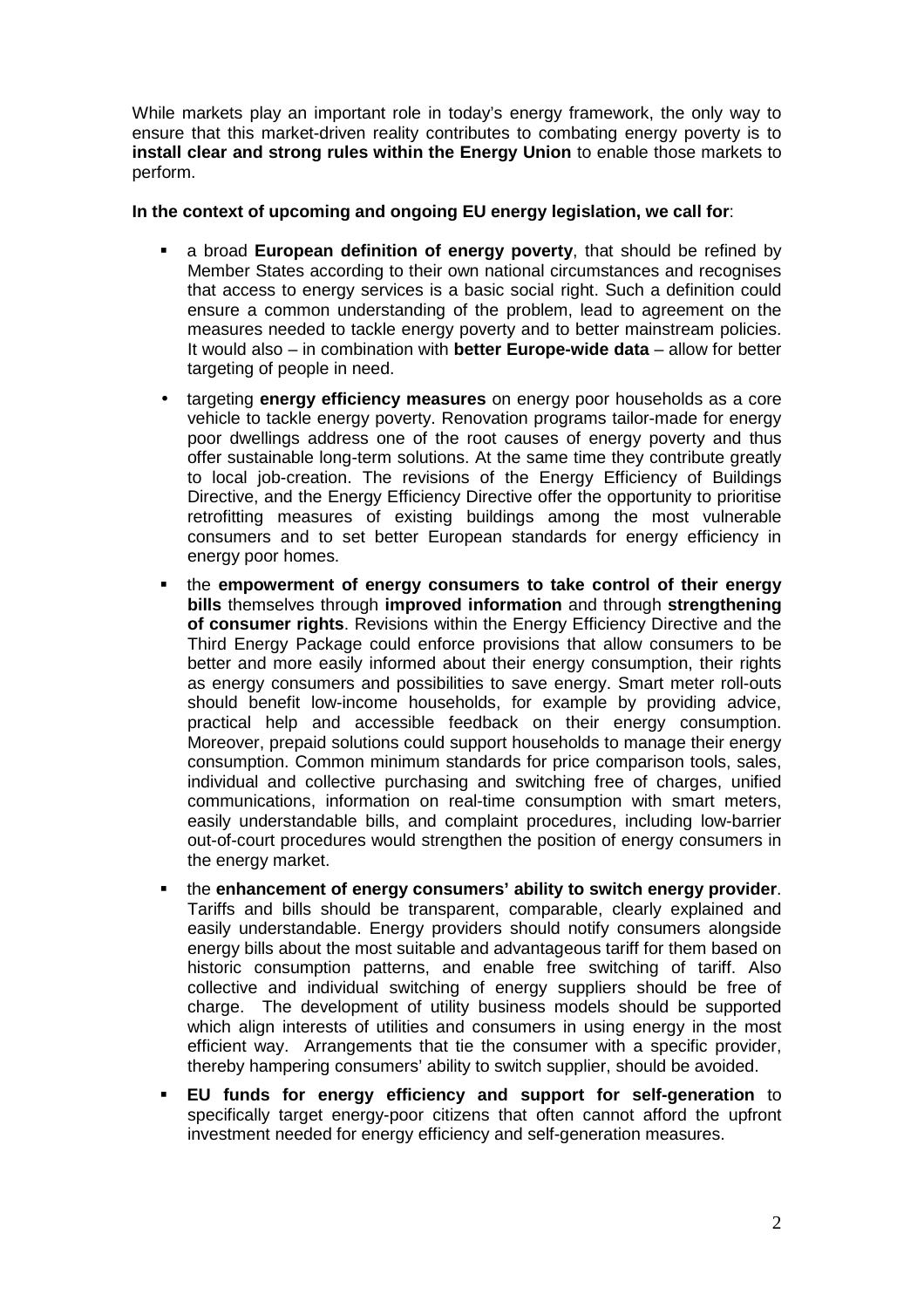While markets play an important role in today's energy framework, the only way to ensure that this market-driven reality contributes to combating energy poverty is to **install clear and strong rules within the Energy Union** to enable those markets to perform.

**In the context of upcoming and ongoing EU energy legislation, we call for**:

- a broad **European definition of energy poverty**, that should be refined by Member States according to their own national circumstances and recognises that access to energy services is a basic social right. Such a definition could ensure a common understanding of the problem, lead to agreement on the measures needed to tackle energy poverty and to better mainstream policies. It would also – in combination with **better Europe-wide data** – allow for better targeting of people in need.
- targeting **energy efficiency measures** on energy poor households as a core vehicle to tackle energy poverty. Renovation programs tailor-made for energy poor dwellings address one of the root causes of energy poverty and thus offer sustainable long-term solutions. At the same time they contribute greatly to local job-creation. The revisions of the Energy Efficiency of Buildings Directive, and the Energy Efficiency Directive offer the opportunity to prioritise retrofitting measures of existing buildings among the most vulnerable consumers and to set better European standards for energy efficiency in energy poor homes.
- the **empowerment of energy consumers to take control of their energy bills** themselves through **improved information** and through **strengthening of consumer rights**. Revisions within the Energy Efficiency Directive and the Third Energy Package could enforce provisions that allow consumers to be better and more easily informed about their energy consumption, their rights as energy consumers and possibilities to save energy. Smart meter roll-outs should benefit low-income households, for example by providing advice, practical help and accessible feedback on their energy consumption. Moreover, prepaid solutions could support households to manage their energy consumption. Common minimum standards for price comparison tools, sales, individual and collective purchasing and switching free of charges, unified communications, information on real-time consumption with smart meters, easily understandable bills, and complaint procedures, including low-barrier out-of-court procedures would strengthen the position of energy consumers in the energy market.
- the **enhancement of energy consumers' ability to switch energy provider**. Tariffs and bills should be transparent, comparable, clearly explained and easily understandable. Energy providers should notify consumers alongside energy bills about the most suitable and advantageous tariff for them based on historic consumption patterns, and enable free switching of tariff. Also collective and individual switching of energy suppliers should be free of charge. The development of utility business models should be supported which align interests of utilities and consumers in using energy in the most efficient way. Arrangements that tie the consumer with a specific provider, thereby hampering consumers' ability to switch supplier, should be avoided.
- **EU funds for energy efficiency and support for self-generation** to specifically target energy-poor citizens that often cannot afford the upfront investment needed for energy efficiency and self-generation measures.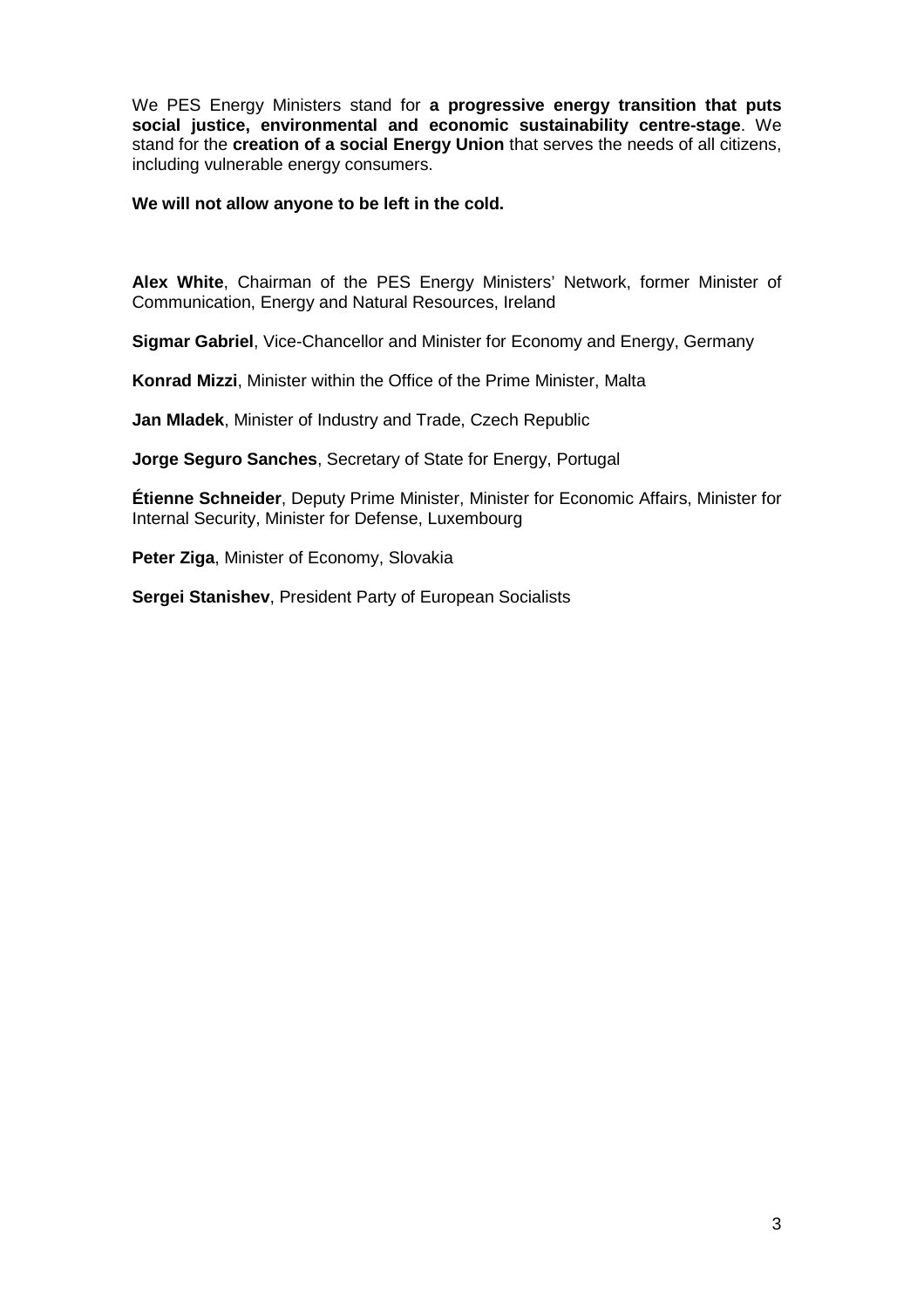We PES Energy Ministers stand for **a progressive energy transition that puts social justice, environmental and economic sustainability centre-stage**. We stand for the **creation of a social Energy Union** that serves the needs of all citizens, including vulnerable energy consumers.

**We will not allow anyone to be left in the cold.**

**Alex White**, Chairman of the PES Energy Ministers' Network, former Minister of Communication, Energy and Natural Resources, Ireland

**Sigmar Gabriel**, Vice-Chancellor and Minister for Economy and Energy, Germany

**Konrad Mizzi**, Minister within the Office of the Prime Minister, Malta

**Jan Mladek**, Minister of Industry and Trade, Czech Republic

**Jorge Seguro Sanches**, Secretary of State for Energy, Portugal

**Étienne Schneider**, Deputy Prime Minister, Minister for Economic Affairs, Minister for Internal Security, Minister for Defense, Luxembourg

**Peter Ziga**, Minister of Economy, Slovakia

**Sergei Stanishev**, President Party of European Socialists